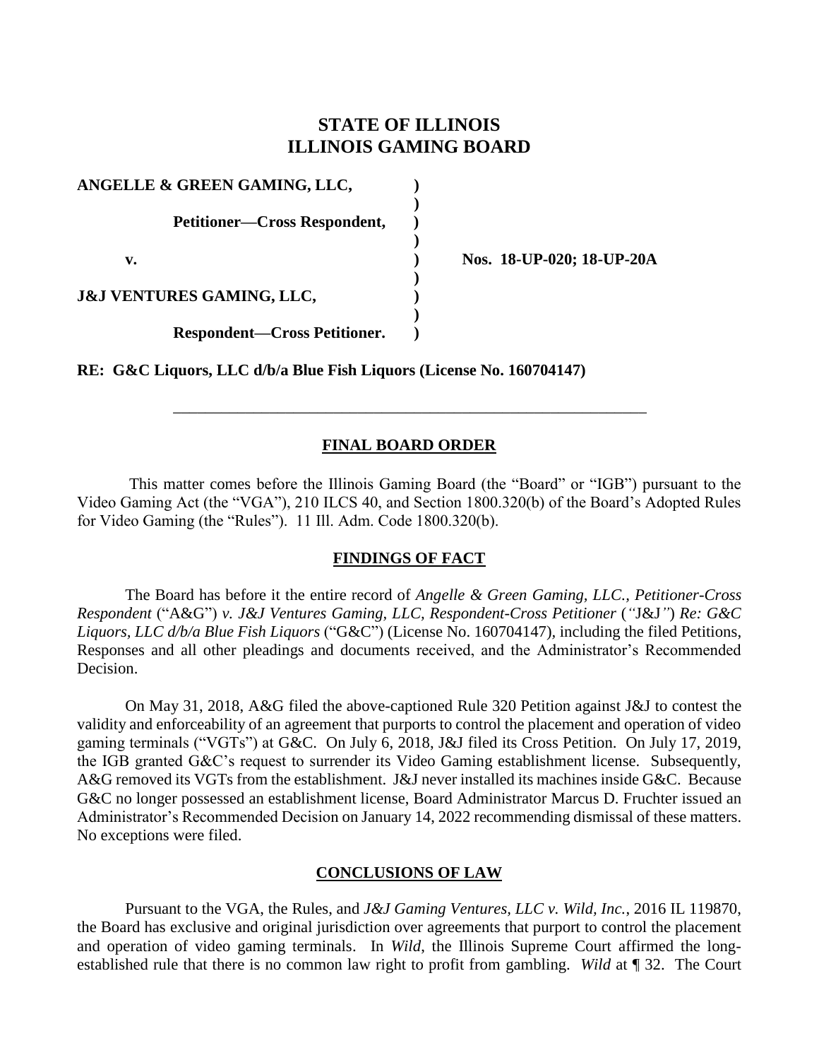# STATE OF ILLINOIS
# ILLINOIS GAMING BOARD

**ANGELLE & GREEN GAMING, LLC,** )
)
**Petitioner—Cross Respondent,** )
)
**v.** ) **Nos. 18-UP-020; 18-UP-20A**
)
**J&J VENTURES GAMING, LLC,** )
)
**Respondent—Cross Petitioner.** )

**RE: G&C Liquors, LLC d/b/a Blue Fish Liquors (License No. 160704147)**

---

## FINAL BOARD ORDER

This matter comes before the Illinois Gaming Board (the "Board" or "IGB") pursuant to the Video Gaming Act (the "VGA"), 210 ILCS 40, and Section 1800.320(b) of the Board's Adopted Rules for Video Gaming (the "Rules"). 11 Ill. Adm. Code 1800.320(b).

## FINDINGS OF FACT

The Board has before it the entire record of *Angelle & Green Gaming, LLC., Petitioner-Cross Respondent* ("A&G") *v. J&J Ventures Gaming, LLC, Respondent-Cross Petitioner* ("J&J") *Re: G&C Liquors, LLC d/b/a Blue Fish Liquors* ("G&C") (License No. 160704147), including the filed Petitions, Responses and all other pleadings and documents received, and the Administrator's Recommended Decision.

On May 31, 2018, A&G filed the above-captioned Rule 320 Petition against J&J to contest the validity and enforceability of an agreement that purports to control the placement and operation of video gaming terminals ("VGTs") at G&C. On July 6, 2018, J&J filed its Cross Petition. On July 17, 2019, the IGB granted G&C's request to surrender its Video Gaming establishment license. Subsequently, A&G removed its VGTs from the establishment. J&J never installed its machines inside G&C. Because G&C no longer possessed an establishment license, Board Administrator Marcus D. Fruchter issued an Administrator's Recommended Decision on January 14, 2022 recommending dismissal of these matters. No exceptions were filed.

## CONCLUSIONS OF LAW

Pursuant to the VGA, the Rules, and *J&J Gaming Ventures, LLC v. Wild, Inc.*, 2016 IL 119870, the Board has exclusive and original jurisdiction over agreements that purport to control the placement and operation of video gaming terminals. In *Wild*, the Illinois Supreme Court affirmed the long-established rule that there is no common law right to profit from gambling. *Wild* at ¶ 32. The Court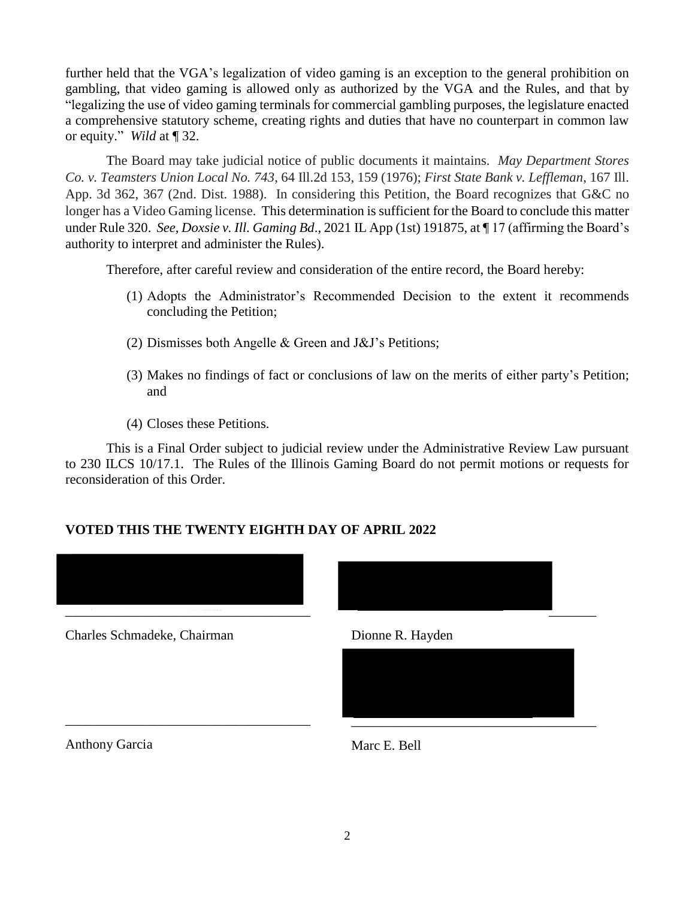further held that the VGA's legalization of video gaming is an exception to the general prohibition on gambling, that video gaming is allowed only as authorized by the VGA and the Rules, and that by "legalizing the use of video gaming terminals for commercial gambling purposes, the legislature enacted a comprehensive statutory scheme, creating rights and duties that have no counterpart in common law or equity." *Wild* at ¶ 32.

The Board may take judicial notice of public documents it maintains. *May Department Stores Co. v. Teamsters Union Local No. 743*, 64 Ill.2d 153, 159 (1976); *First State Bank v. Leffleman*, 167 Ill. App. 3d 362, 367 (2nd. Dist. 1988). In considering this Petition, the Board recognizes that G&C no longer has a Video Gaming license. This determination is sufficient for the Board to conclude this matter under Rule 320. *See, Doxsie v. Ill. Gaming Bd*., 2021 IL App (1st) 191875, at ¶ 17 (affirming the Board's authority to interpret and administer the Rules).

Therefore, after careful review and consideration of the entire record, the Board hereby:

1. Adopts the Administrator's Recommended Decision to the extent it recommends concluding the Petition;
2. Dismisses both Angelle & Green and J&J's Petitions;
3. Makes no findings of fact or conclusions of law on the merits of either party's Petition; and
4. Closes these Petitions.

This is a Final Order subject to judicial review under the Administrative Review Law pursuant to 230 ILCS 10/17.1. The Rules of the Illinois Gaming Board do not permit motions or requests for reconsideration of this Order.

**VOTED THIS THE TWENTY EIGHTH DAY OF APRIL 2022**

| | |
|---|---|
| ______________________________ | ______________________________ |
| Charles Schmadeke, Chairman | Dionne R. Hayden |
| ______________________________ | ______________________________ |
| Anthony Garcia | Marc E. Bell |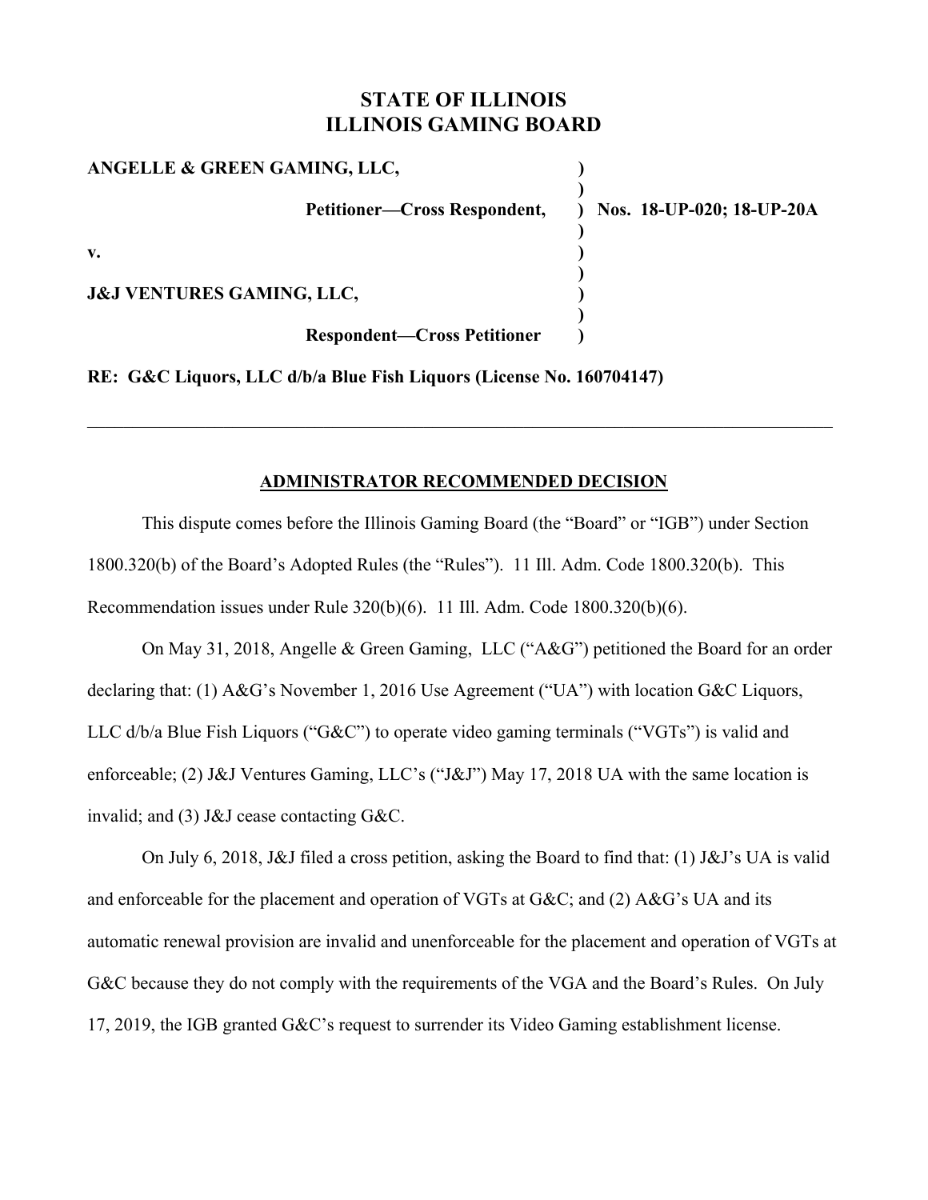# STATE OF ILLINOIS
# ILLINOIS GAMING BOARD

| | | |
|---|---|---|
| **ANGELLE & GREEN GAMING, LLC,** | **)** | |
| **Petitioner—Cross Respondent,** | **)** | **Nos. 18-UP-020; 18-UP-20A** |
| **v.** | **)** | |
| **J&J VENTURES GAMING, LLC,** | **)** | |
| **Respondent—Cross Petitioner** | **)** | |

**RE: G&C Liquors, LLC d/b/a Blue Fish Liquors (License No. 160704147)**

---

## ADMINISTRATOR RECOMMENDED DECISION

This dispute comes before the Illinois Gaming Board (the "Board" or "IGB") under Section 1800.320(b) of the Board's Adopted Rules (the "Rules"). 11 Ill. Adm. Code 1800.320(b). This Recommendation issues under Rule 320(b)(6). 11 Ill. Adm. Code 1800.320(b)(6).

On May 31, 2018, Angelle & Green Gaming, LLC ("A&G") petitioned the Board for an order declaring that: (1) A&G's November 1, 2016 Use Agreement ("UA") with location G&C Liquors, LLC d/b/a Blue Fish Liquors ("G&C") to operate video gaming terminals ("VGTs") is valid and enforceable; (2) J&J Ventures Gaming, LLC's ("J&J") May 17, 2018 UA with the same location is invalid; and (3) J&J cease contacting G&C.

On July 6, 2018, J&J filed a cross petition, asking the Board to find that: (1) J&J's UA is valid and enforceable for the placement and operation of VGTs at G&C; and (2) A&G's UA and its automatic renewal provision are invalid and unenforceable for the placement and operation of VGTs at G&C because they do not comply with the requirements of the VGA and the Board's Rules. On July 17, 2019, the IGB granted G&C's request to surrender its Video Gaming establishment license.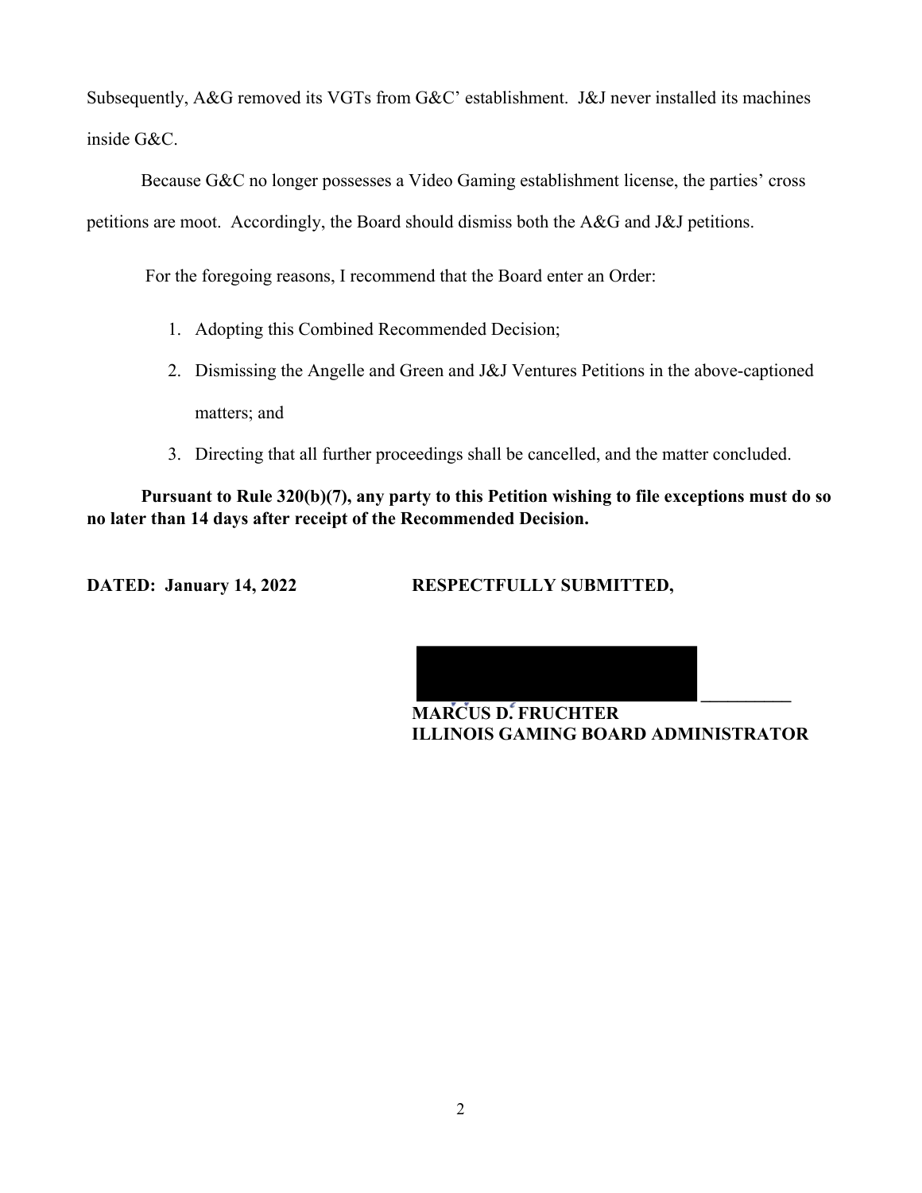Subsequently, A&G removed its VGTs from G&C' establishment. J&J never installed its machines inside G&C.

Because G&C no longer possesses a Video Gaming establishment license, the parties' cross petitions are moot. Accordingly, the Board should dismiss both the A&G and J&J petitions.

For the foregoing reasons, I recommend that the Board enter an Order:

1. Adopting this Combined Recommended Decision;
2. Dismissing the Angelle and Green and J&J Ventures Petitions in the above-captioned matters; and
3. Directing that all further proceedings shall be cancelled, and the matter concluded.

**Pursuant to Rule 320(b)(7), any party to this Petition wishing to file exceptions must do so no later than 14 days after receipt of the Recommended Decision.**

**DATED: January 14, 2022** **RESPECTFULLY SUBMITTED,**

**MARCUS D. FRUCHTER**
**ILLINOIS GAMING BOARD ADMINISTRATOR**